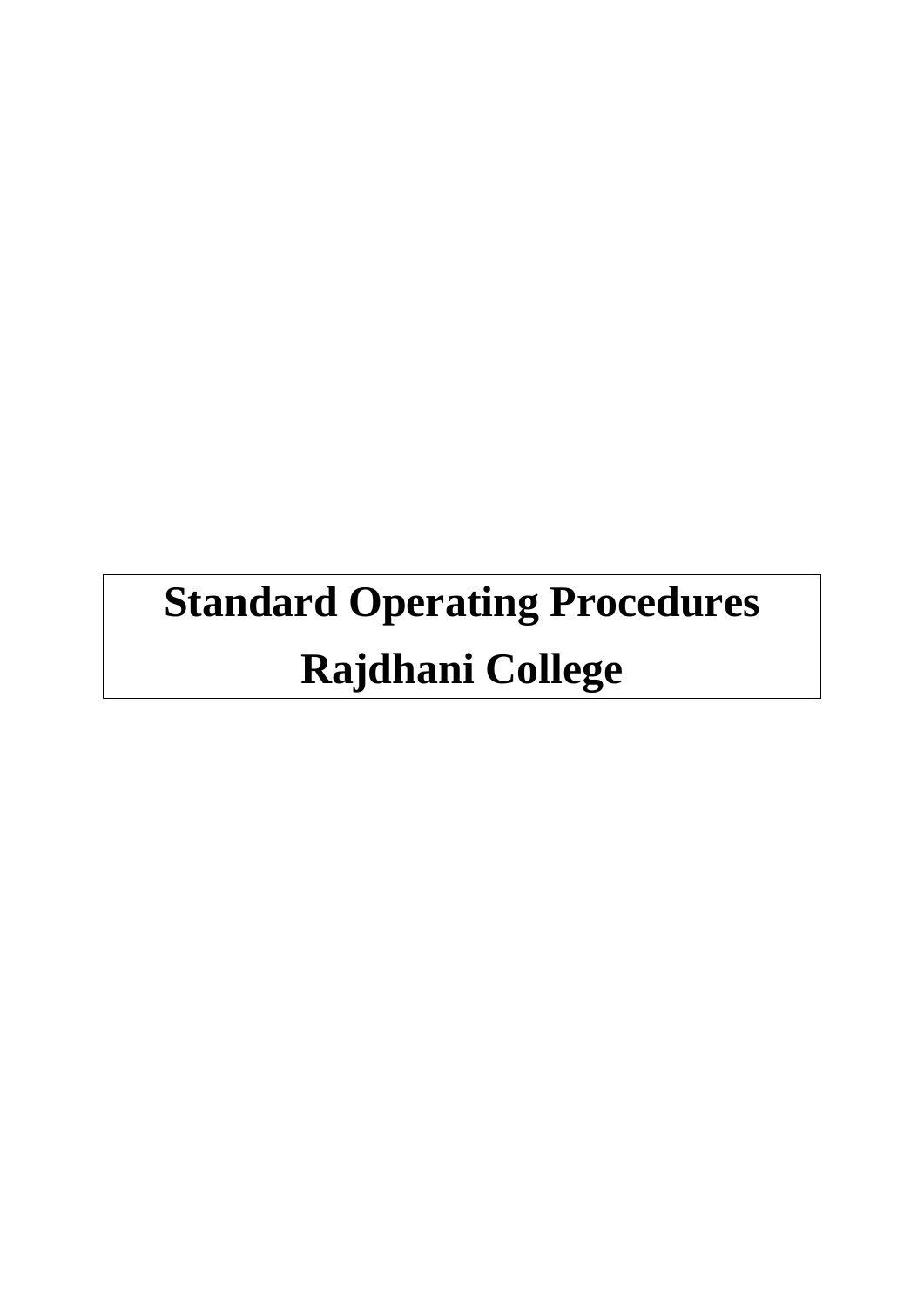# Standard Operating Procedures

# Rajdhani College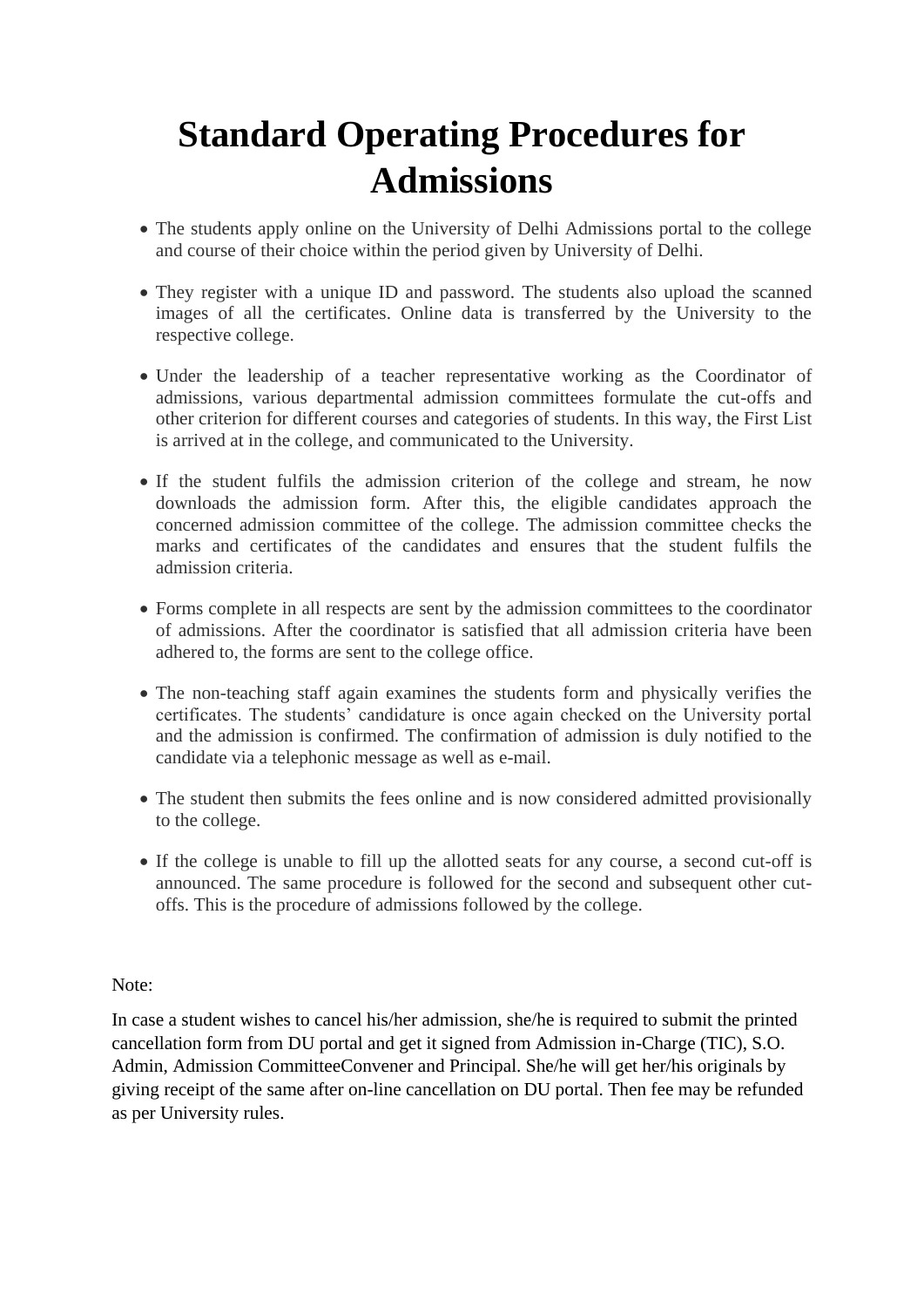# Standard Operating Procedures for Admissions

- The students apply online on the University of Delhi Admissions portal to the college and course of their choice within the period given by University of Delhi.

- They register with a unique ID and password. The students also upload the scanned images of all the certificates. Online data is transferred by the University to the respective college.

- Under the leadership of a teacher representative working as the Coordinator of admissions, various departmental admission committees formulate the cut-offs and other criterion for different courses and categories of students. In this way, the First List is arrived at in the college, and communicated to the University.

- If the student fulfils the admission criterion of the college and stream, he now downloads the admission form. After this, the eligible candidates approach the concerned admission committee of the college. The admission committee checks the marks and certificates of the candidates and ensures that the student fulfils the admission criteria.

- Forms complete in all respects are sent by the admission committees to the coordinator of admissions. After the coordinator is satisfied that all admission criteria have been adhered to, the forms are sent to the college office.

- The non-teaching staff again examines the students form and physically verifies the certificates. The students' candidature is once again checked on the University portal and the admission is confirmed. The confirmation of admission is duly notified to the candidate via a telephonic message as well as e-mail.

- The student then submits the fees online and is now considered admitted provisionally to the college.

- If the college is unable to fill up the allotted seats for any course, a second cut-off is announced. The same procedure is followed for the second and subsequent other cut-offs. This is the procedure of admissions followed by the college.

Note:

In case a student wishes to cancel his/her admission, she/he is required to submit the printed cancellation form from DU portal and get it signed from Admission in-Charge (TIC), S.O. Admin, Admission CommitteeConvener and Principal. She/he will get her/his originals by giving receipt of the same after on-line cancellation on DU portal. Then fee may be refunded as per University rules.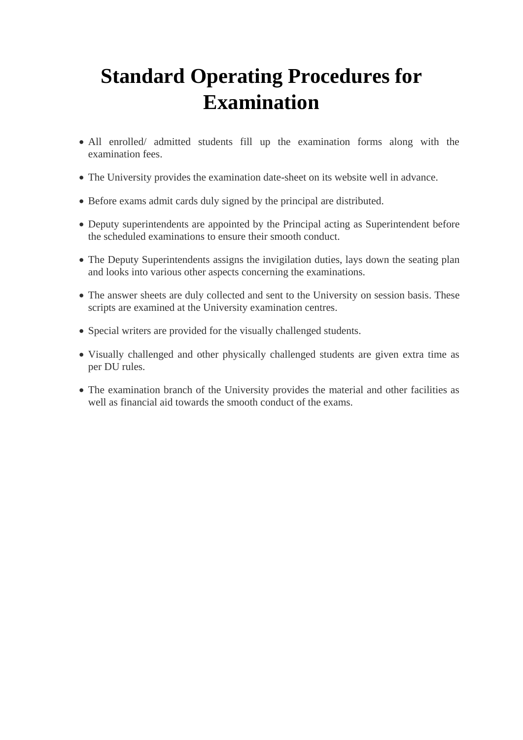# Standard Operating Procedures for Examination

- All enrolled/ admitted students fill up the examination forms along with the examination fees.
- The University provides the examination date-sheet on its website well in advance.
- Before exams admit cards duly signed by the principal are distributed.
- Deputy superintendents are appointed by the Principal acting as Superintendent before the scheduled examinations to ensure their smooth conduct.
- The Deputy Superintendents assigns the invigilation duties, lays down the seating plan and looks into various other aspects concerning the examinations.
- The answer sheets are duly collected and sent to the University on session basis. These scripts are examined at the University examination centres.
- Special writers are provided for the visually challenged students.
- Visually challenged and other physically challenged students are given extra time as per DU rules.
- The examination branch of the University provides the material and other facilities as well as financial aid towards the smooth conduct of the exams.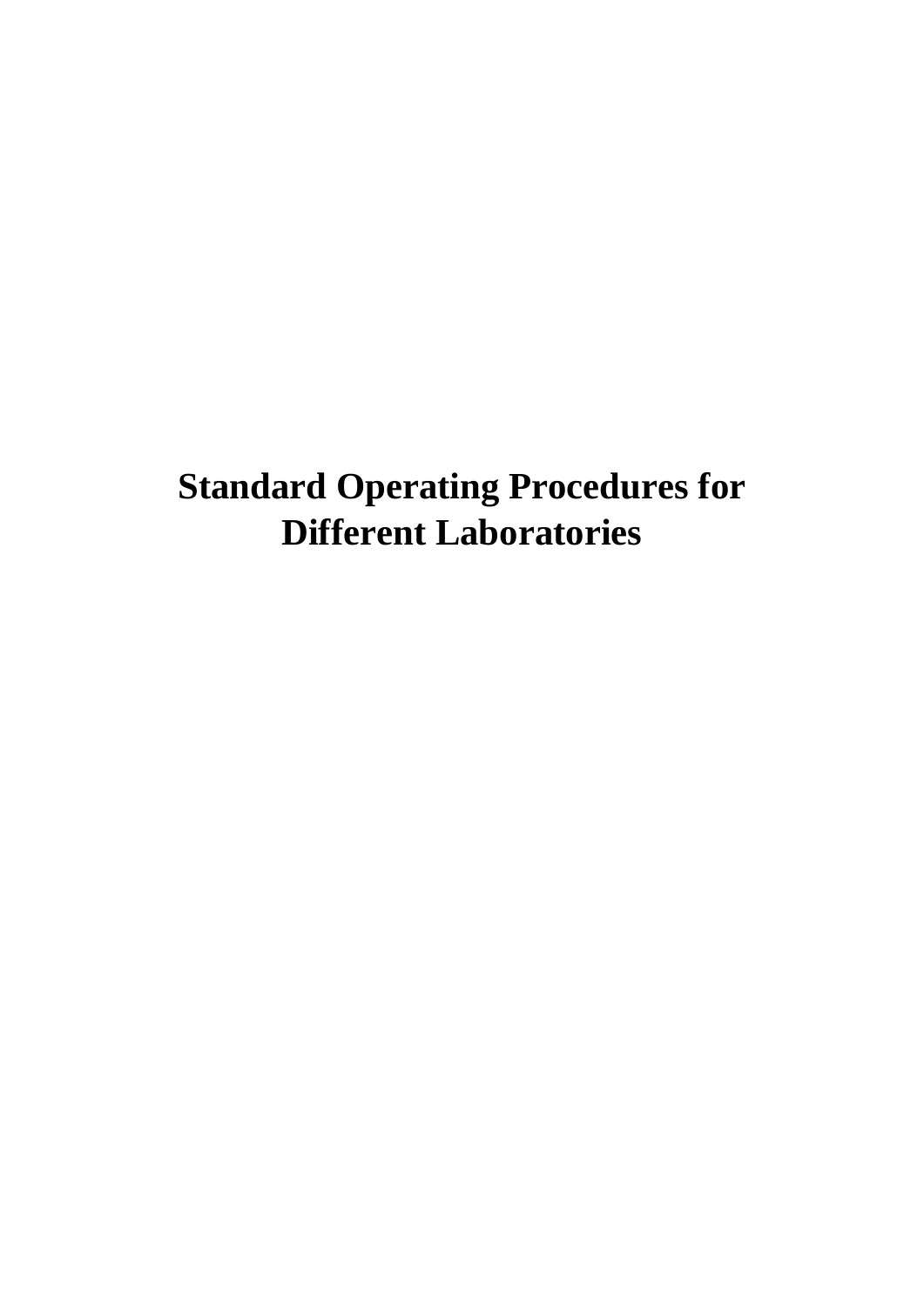# Standard Operating Procedures for Different Laboratories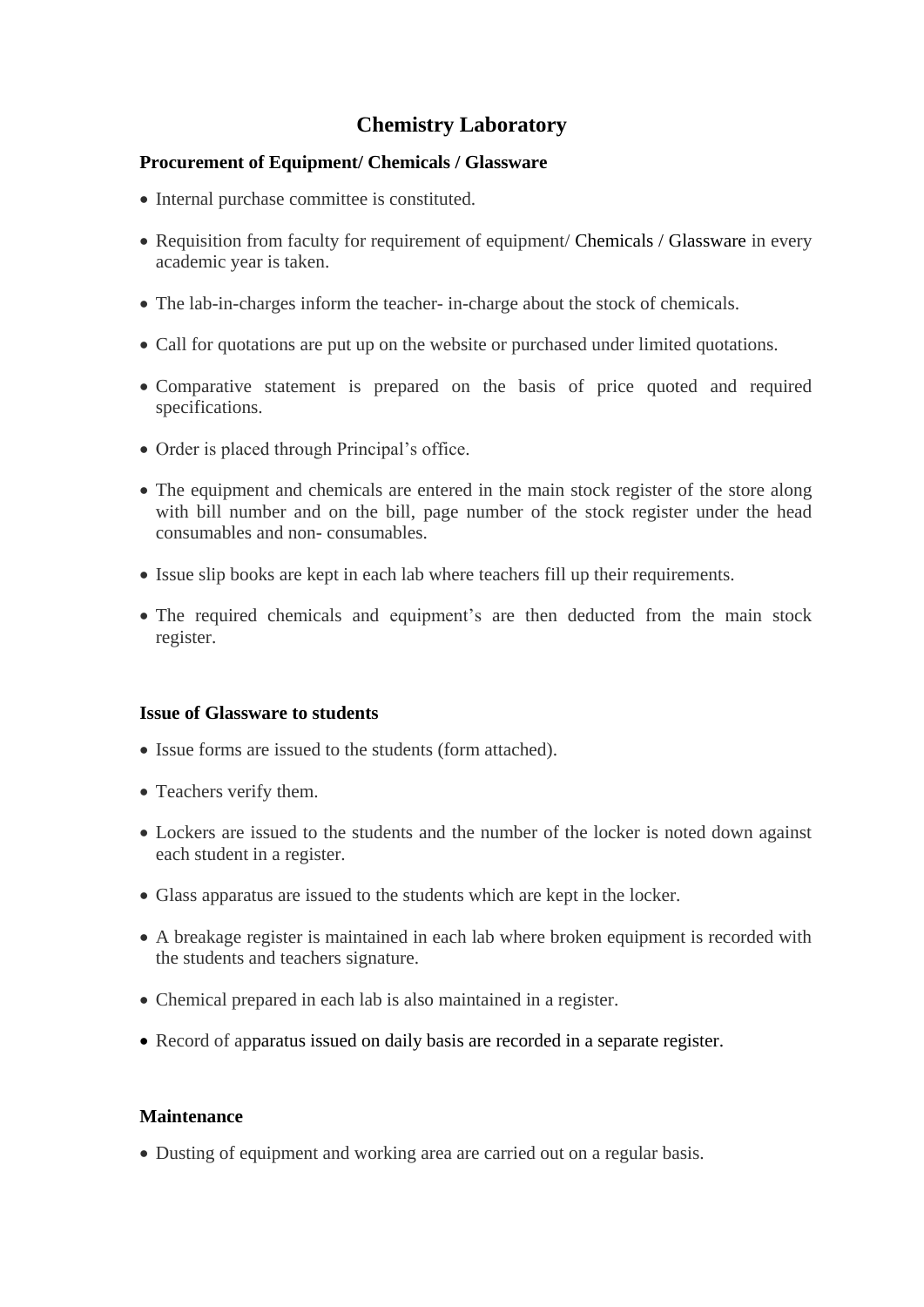# Chemistry Laboratory

### Procurement of Equipment/ Chemicals / Glassware

- Internal purchase committee is constituted.
- Requisition from faculty for requirement of equipment/ Chemicals / Glassware in every academic year is taken.
- The lab-in-charges inform the teacher- in-charge about the stock of chemicals.
- Call for quotations are put up on the website or purchased under limited quotations.
- Comparative statement is prepared on the basis of price quoted and required specifications.
- Order is placed through Principal's office.
- The equipment and chemicals are entered in the main stock register of the store along with bill number and on the bill, page number of the stock register under the head consumables and non- consumables.
- Issue slip books are kept in each lab where teachers fill up their requirements.
- The required chemicals and equipment's are then deducted from the main stock register.

### Issue of Glassware to students

- Issue forms are issued to the students (form attached).
- Teachers verify them.
- Lockers are issued to the students and the number of the locker is noted down against each student in a register.
- Glass apparatus are issued to the students which are kept in the locker.
- A breakage register is maintained in each lab where broken equipment is recorded with the students and teachers signature.
- Chemical prepared in each lab is also maintained in a register.
- Record of apparatus issued on daily basis are recorded in a separate register.

### Maintenance

- Dusting of equipment and working area are carried out on a regular basis.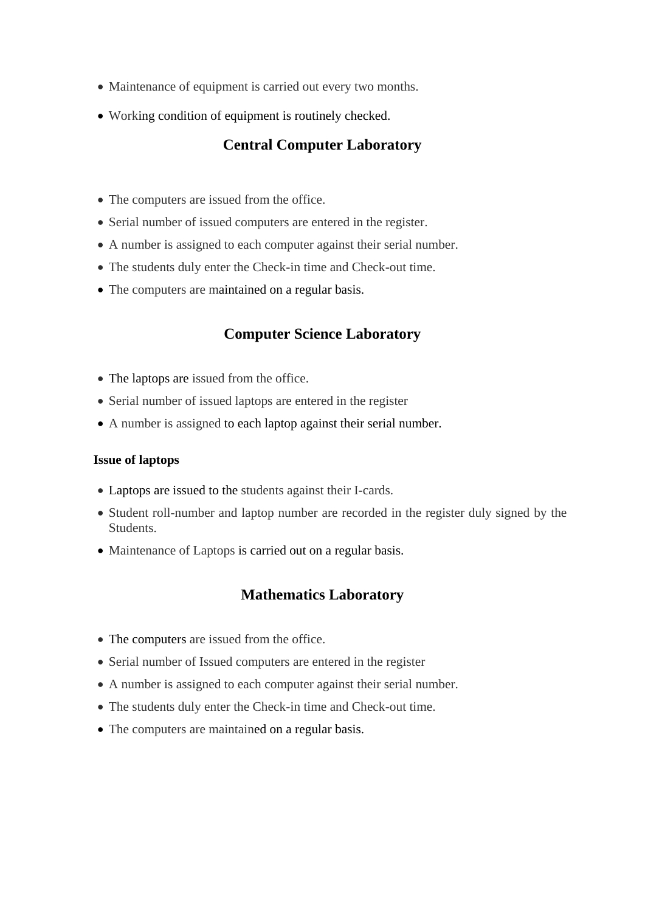- Maintenance of equipment is carried out every two months.
- Working condition of equipment is routinely checked.

## Central Computer Laboratory

- The computers are issued from the office.
- Serial number of issued computers are entered in the register.
- A number is assigned to each computer against their serial number.
- The students duly enter the Check-in time and Check-out time.
- The computers are maintained on a regular basis.

## Computer Science Laboratory

- The laptops are issued from the office.
- Serial number of issued laptops are entered in the register
- A number is assigned to each laptop against their serial number.

**Issue of laptops**

- Laptops are issued to the students against their I-cards.
- Student roll-number and laptop number are recorded in the register duly signed by the Students.
- Maintenance of Laptops is carried out on a regular basis.

## Mathematics Laboratory

- The computers are issued from the office.
- Serial number of Issued computers are entered in the register
- A number is assigned to each computer against their serial number.
- The students duly enter the Check-in time and Check-out time.
- The computers are maintained on a regular basis.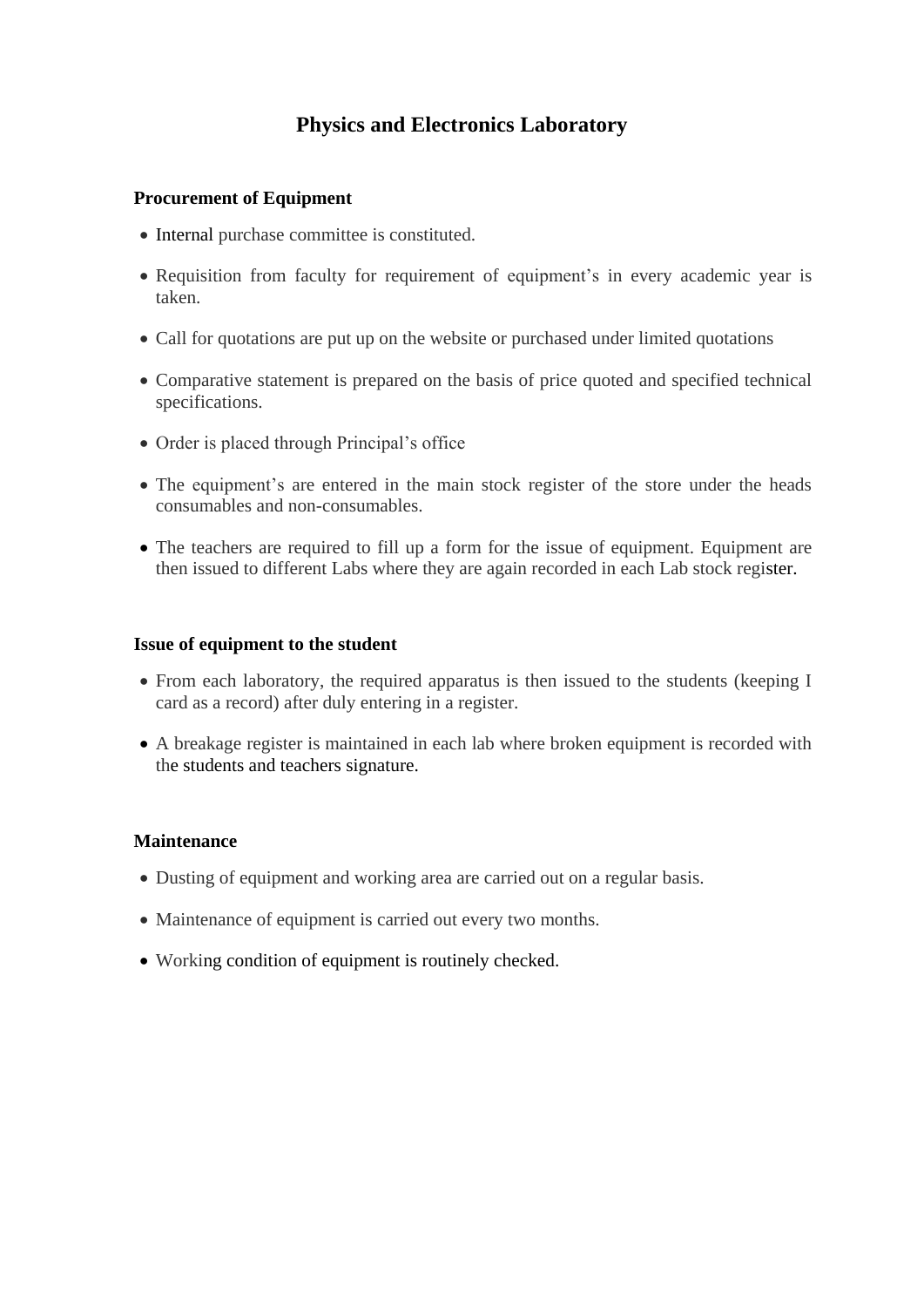# Physics and Electronics Laboratory

**Procurement of Equipment**

- Internal purchase committee is constituted.
- Requisition from faculty for requirement of equipment's in every academic year is taken.
- Call for quotations are put up on the website or purchased under limited quotations
- Comparative statement is prepared on the basis of price quoted and specified technical specifications.
- Order is placed through Principal's office
- The equipment's are entered in the main stock register of the store under the heads consumables and non-consumables.
- The teachers are required to fill up a form for the issue of equipment. Equipment are then issued to different Labs where they are again recorded in each Lab stock register.

**Issue of equipment to the student**

- From each laboratory, the required apparatus is then issued to the students (keeping I card as a record) after duly entering in a register.
- A breakage register is maintained in each lab where broken equipment is recorded with the students and teachers signature.

**Maintenance**

- Dusting of equipment and working area are carried out on a regular basis.
- Maintenance of equipment is carried out every two months.
- Working condition of equipment is routinely checked.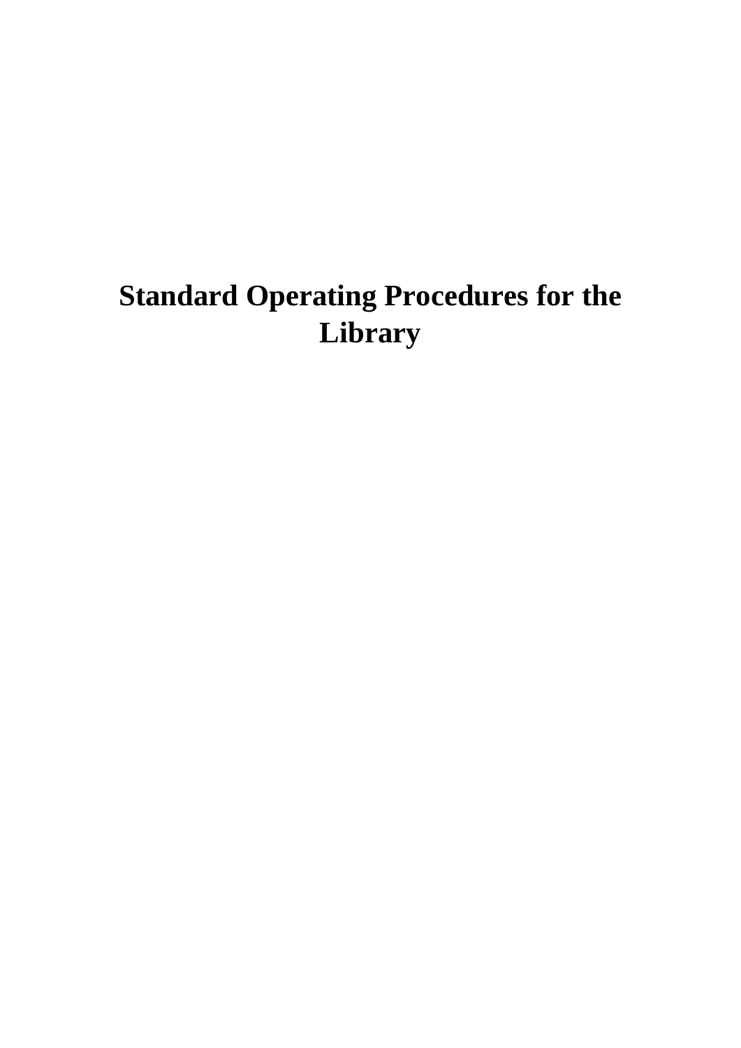# Standard Operating Procedures for the Library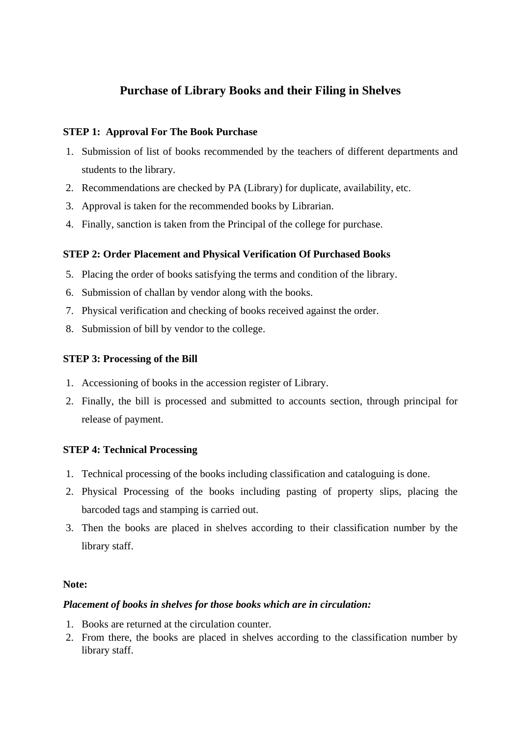# Purchase of Library Books and their Filing in Shelves

**STEP 1: Approval For The Book Purchase**

1. Submission of list of books recommended by the teachers of different departments and students to the library.
2. Recommendations are checked by PA (Library) for duplicate, availability, etc.
3. Approval is taken for the recommended books by Librarian.
4. Finally, sanction is taken from the Principal of the college for purchase.

**STEP 2: Order Placement and Physical Verification Of Purchased Books**

5. Placing the order of books satisfying the terms and condition of the library.
6. Submission of challan by vendor along with the books.
7. Physical verification and checking of books received against the order.
8. Submission of bill by vendor to the college.

**STEP 3: Processing of the Bill**

1. Accessioning of books in the accession register of Library.
2. Finally, the bill is processed and submitted to accounts section, through principal for release of payment.

**STEP 4: Technical Processing**

1. Technical processing of the books including classification and cataloguing is done.
2. Physical Processing of the books including pasting of property slips, placing the barcoded tags and stamping is carried out.
3. Then the books are placed in shelves according to their classification number by the library staff.

**Note:**

***Placement of books in shelves for those books which are in circulation:***

1. Books are returned at the circulation counter.
2. From there, the books are placed in shelves according to the classification number by library staff.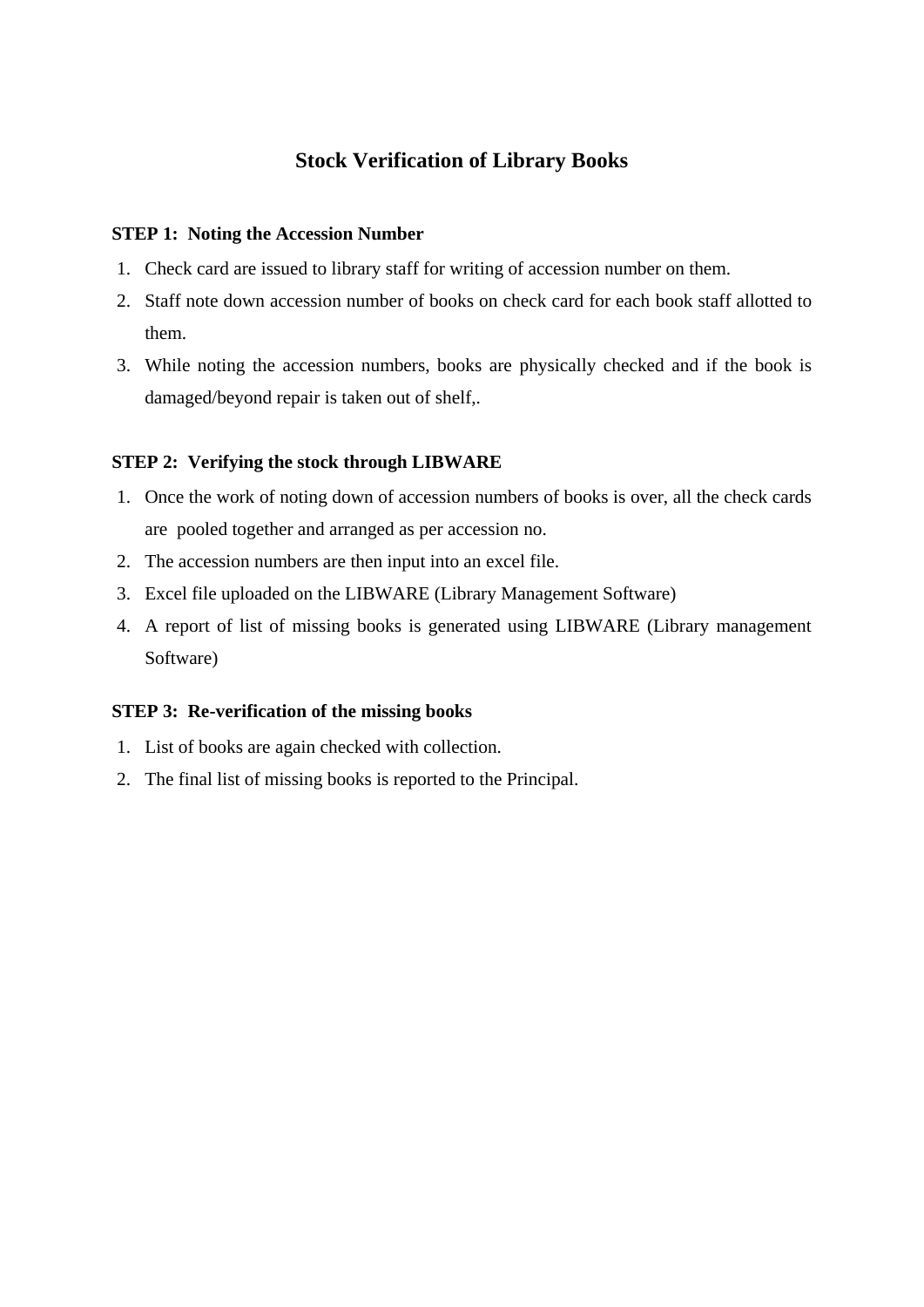# Stock Verification of Library Books

**STEP 1: Noting the Accession Number**

1. Check card are issued to library staff for writing of accession number on them.
2. Staff note down accession number of books on check card for each book staff allotted to them.
3. While noting the accession numbers, books are physically checked and if the book is damaged/beyond repair is taken out of shelf,.

**STEP 2: Verifying the stock through LIBWARE**

1. Once the work of noting down of accession numbers of books is over, all the check cards are pooled together and arranged as per accession no.
2. The accession numbers are then input into an excel file.
3. Excel file uploaded on the LIBWARE (Library Management Software)
4. A report of list of missing books is generated using LIBWARE (Library management Software)

**STEP 3: Re-verification of the missing books**

1. List of books are again checked with collection.
2. The final list of missing books is reported to the Principal.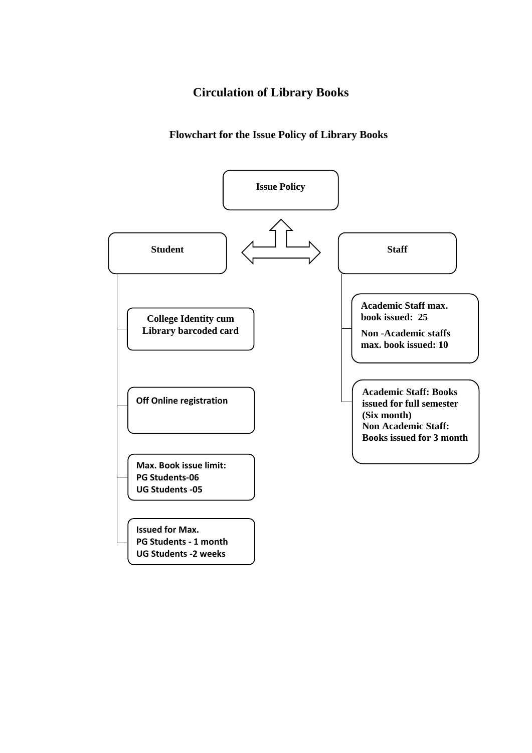# Circulation of Library Books

## Flowchart for the Issue Policy of Library Books

**Issue Policy**

**Student**

- **College Identity cum Library barcoded card**
- **Off Online registration**
- **Max. Book issue limit:**
  **PG Students-06**
  **UG Students -05**
- **Issued for Max.**
  **PG Students - 1 month**
  **UG Students -2 weeks**

**Staff**

- **Academic Staff max. book issued: 25**
  **Non -Academic staffs max. book issued: 10**
- **Academic Staff: Books issued for full semester (Six month)**
  **Non Academic Staff: Books issued for 3 month**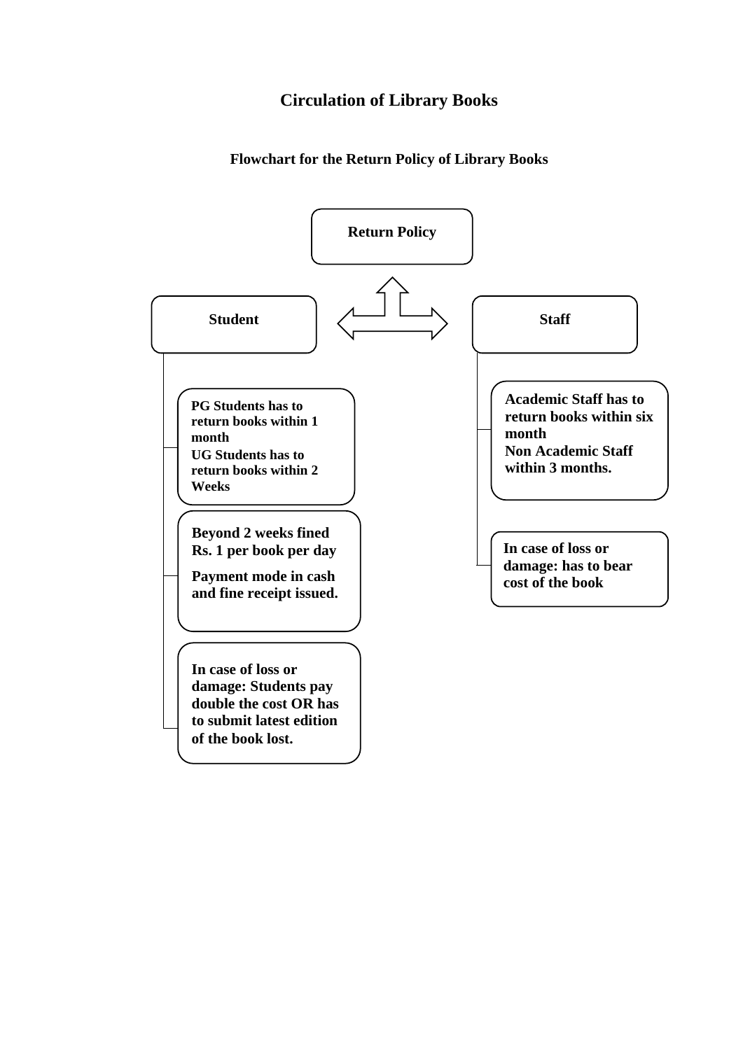# Circulation of Library Books

### Flowchart for the Return Policy of Library Books

**Return Policy**

**Student**

- **PG Students has to return books within 1 month**
  **UG Students has to return books within 2 Weeks**
- **Beyond 2 weeks fined Rs. 1 per book per day**
  **Payment mode in cash and fine receipt issued.**
- **In case of loss or damage: Students pay double the cost OR has to submit latest edition of the book lost.**

**Staff**

- **Academic Staff has to return books within six month**
  **Non Academic Staff within 3 months.**
- **In case of loss or damage: has to bear cost of the book**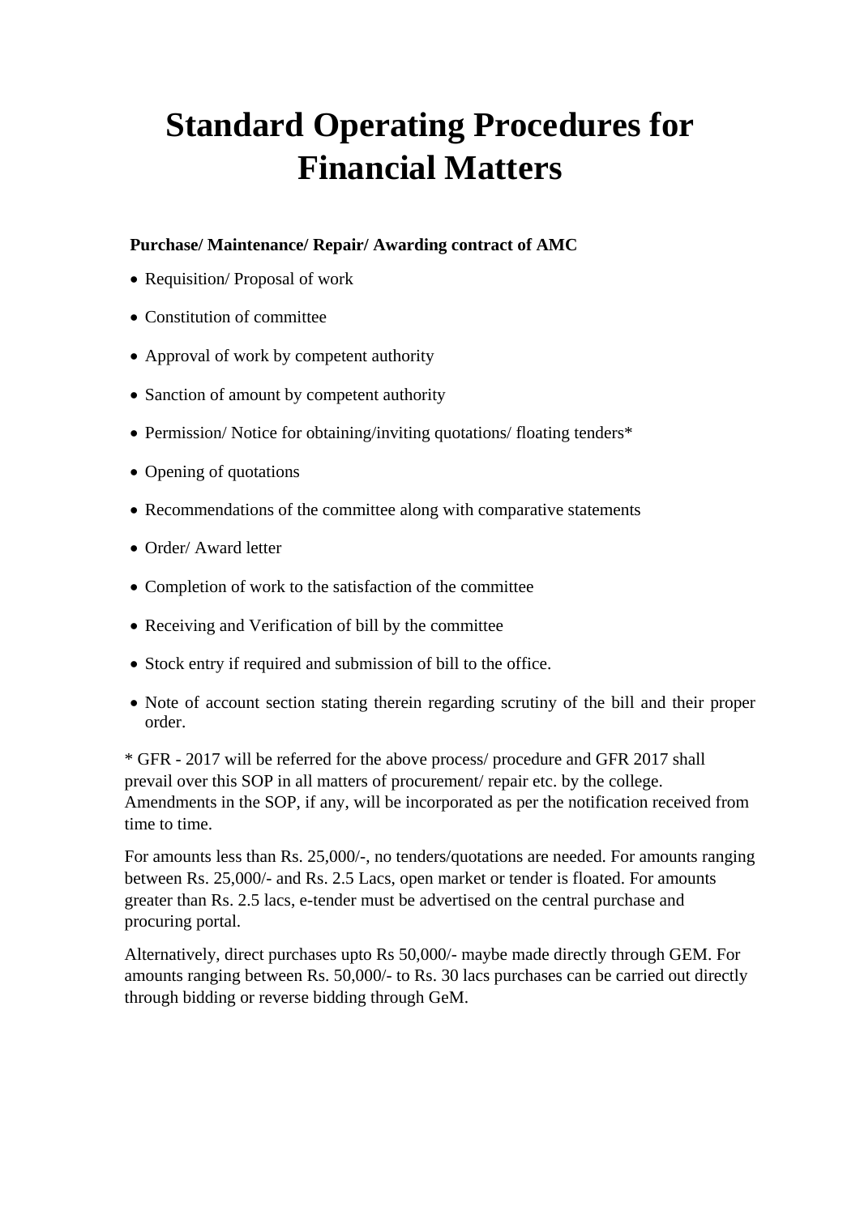# Standard Operating Procedures for Financial Matters

**Purchase/ Maintenance/ Repair/ Awarding contract of AMC**

- Requisition/ Proposal of work
- Constitution of committee
- Approval of work by competent authority
- Sanction of amount by competent authority
- Permission/ Notice for obtaining/inviting quotations/ floating tenders*
- Opening of quotations
- Recommendations of the committee along with comparative statements
- Order/ Award letter
- Completion of work to the satisfaction of the committee
- Receiving and Verification of bill by the committee
- Stock entry if required and submission of bill to the office.
- Note of account section stating therein regarding scrutiny of the bill and their proper order.

* GFR - 2017 will be referred for the above process/ procedure and GFR 2017 shall prevail over this SOP in all matters of procurement/ repair etc. by the college. Amendments in the SOP, if any, will be incorporated as per the notification received from time to time.

For amounts less than Rs. 25,000/-, no tenders/quotations are needed. For amounts ranging between Rs. 25,000/- and Rs. 2.5 Lacs, open market or tender is floated. For amounts greater than Rs. 2.5 lacs, e-tender must be advertised on the central purchase and procuring portal.

Alternatively, direct purchases upto Rs 50,000/- maybe made directly through GEM. For amounts ranging between Rs. 50,000/- to Rs. 30 lacs purchases can be carried out directly through bidding or reverse bidding through GeM.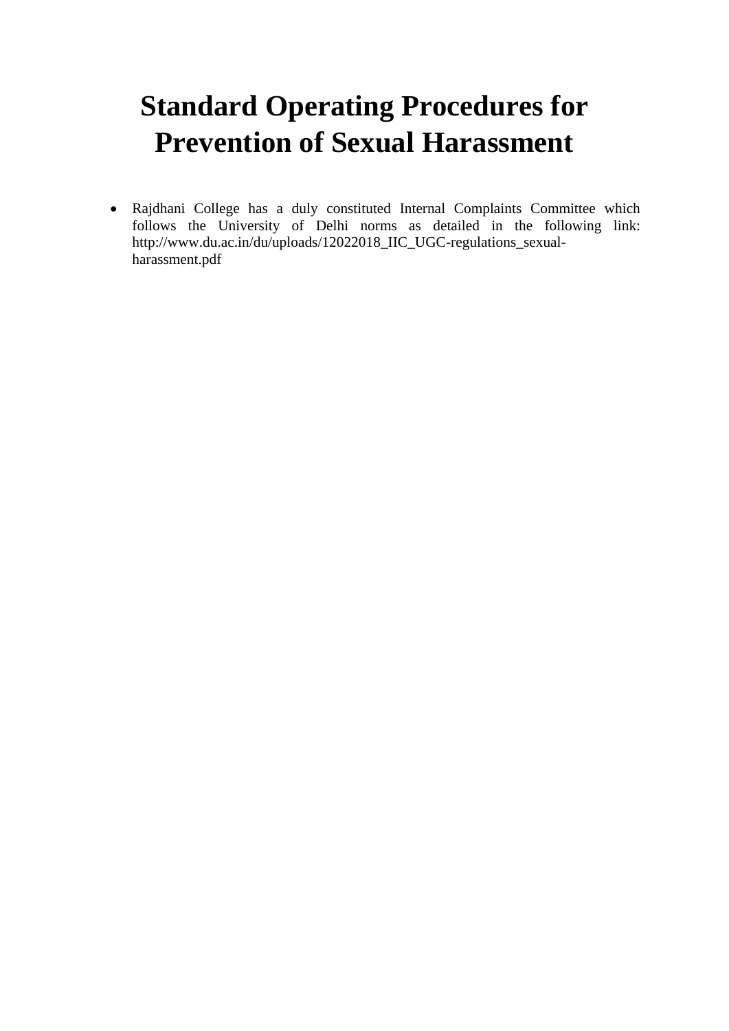# Standard Operating Procedures for Prevention of Sexual Harassment

- Rajdhani College has a duly constituted Internal Complaints Committee which follows the University of Delhi norms as detailed in the following link: http://www.du.ac.in/du/uploads/12022018_IIC_UGC-regulations_sexual-harassment.pdf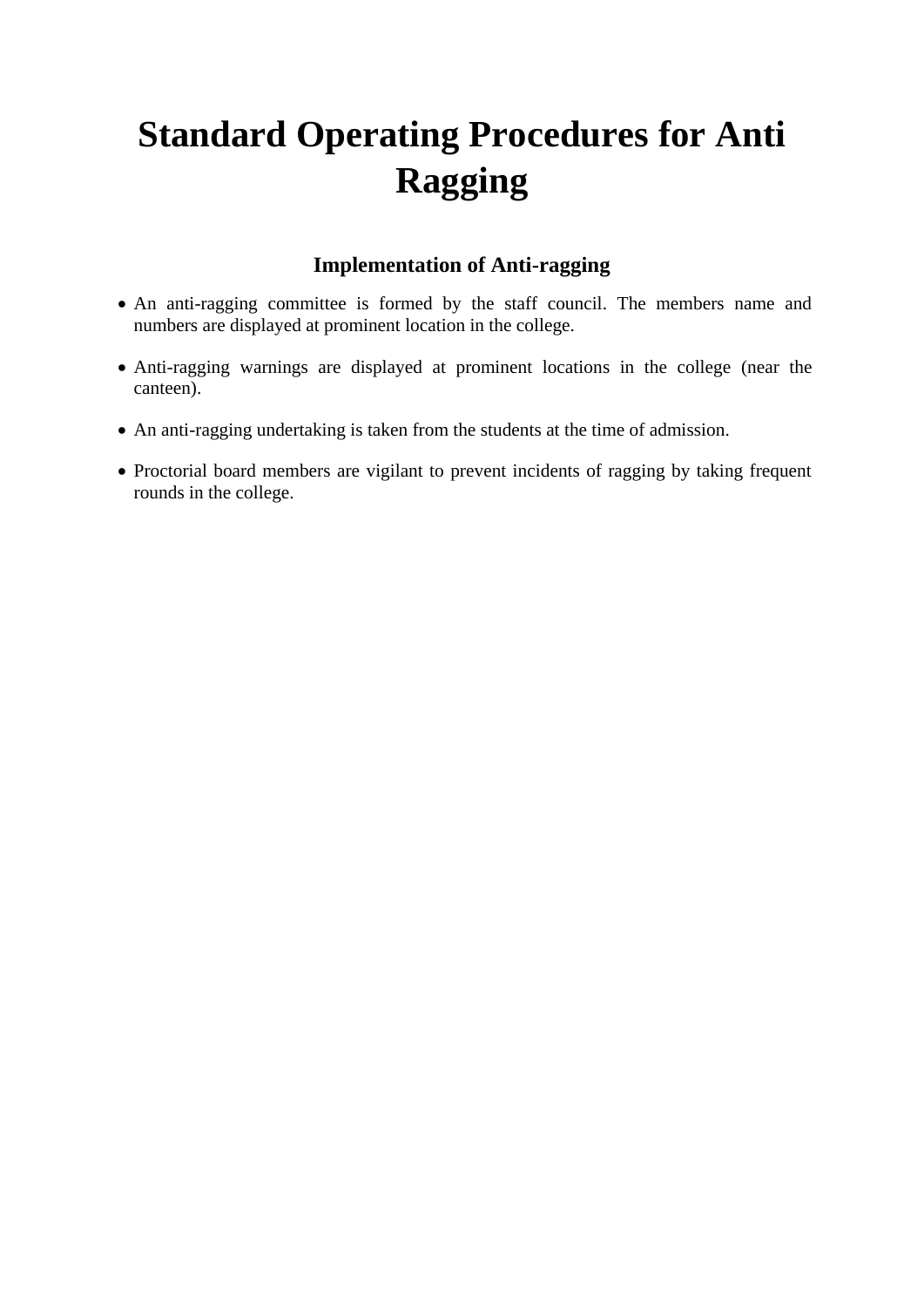# Standard Operating Procedures for Anti Ragging

### Implementation of Anti-ragging

- An anti-ragging committee is formed by the staff council. The members name and numbers are displayed at prominent location in the college.
- Anti-ragging warnings are displayed at prominent locations in the college (near the canteen).
- An anti-ragging undertaking is taken from the students at the time of admission.
- Proctorial board members are vigilant to prevent incidents of ragging by taking frequent rounds in the college.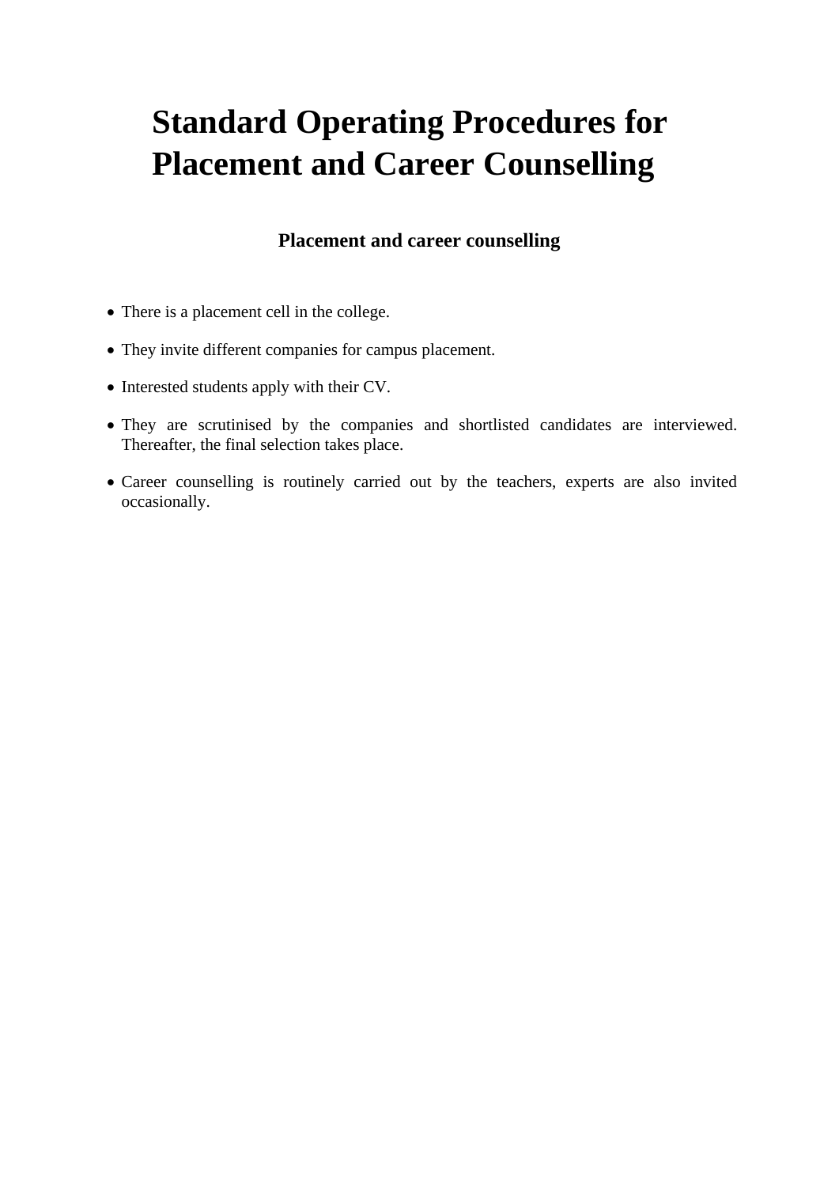# Standard Operating Procedures for Placement and Career Counselling

## Placement and career counselling

- There is a placement cell in the college.
- They invite different companies for campus placement.
- Interested students apply with their CV.
- They are scrutinised by the companies and shortlisted candidates are interviewed. Thereafter, the final selection takes place.
- Career counselling is routinely carried out by the teachers, experts are also invited occasionally.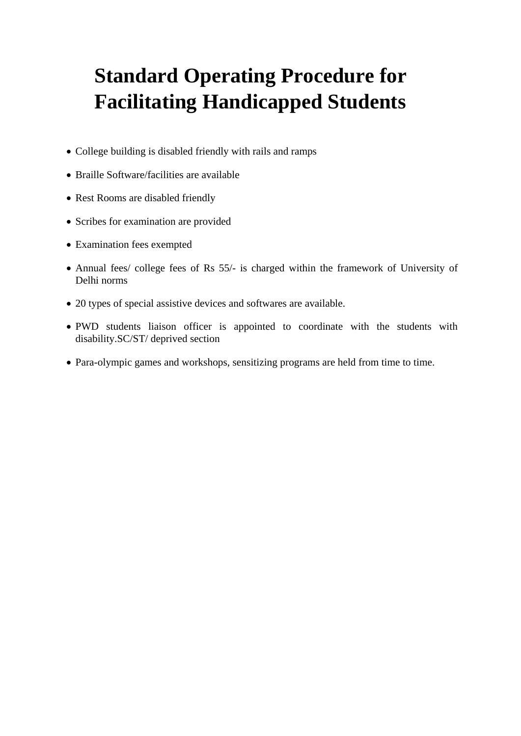# Standard Operating Procedure for Facilitating Handicapped Students

- College building is disabled friendly with rails and ramps
- Braille Software/facilities are available
- Rest Rooms are disabled friendly
- Scribes for examination are provided
- Examination fees exempted
- Annual fees/ college fees of Rs 55/- is charged within the framework of University of Delhi norms
- 20 types of special assistive devices and softwares are available.
- PWD students liaison officer is appointed to coordinate with the students with disability.SC/ST/ deprived section
- Para-olympic games and workshops, sensitizing programs are held from time to time.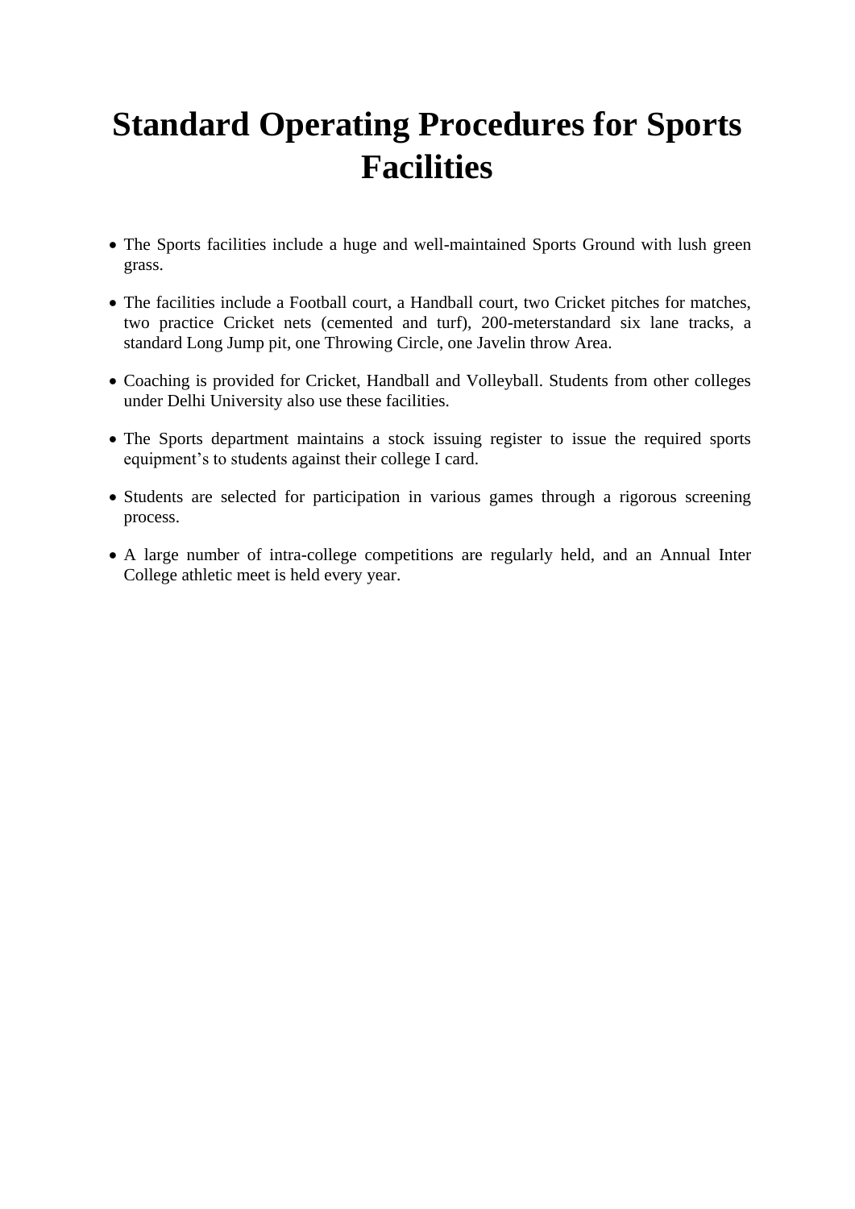# Standard Operating Procedures for Sports Facilities

- The Sports facilities include a huge and well-maintained Sports Ground with lush green grass.
- The facilities include a Football court, a Handball court, two Cricket pitches for matches, two practice Cricket nets (cemented and turf), 200-meterstandard six lane tracks, a standard Long Jump pit, one Throwing Circle, one Javelin throw Area.
- Coaching is provided for Cricket, Handball and Volleyball. Students from other colleges under Delhi University also use these facilities.
- The Sports department maintains a stock issuing register to issue the required sports equipment's to students against their college I card.
- Students are selected for participation in various games through a rigorous screening process.
- A large number of intra-college competitions are regularly held, and an Annual Inter College athletic meet is held every year.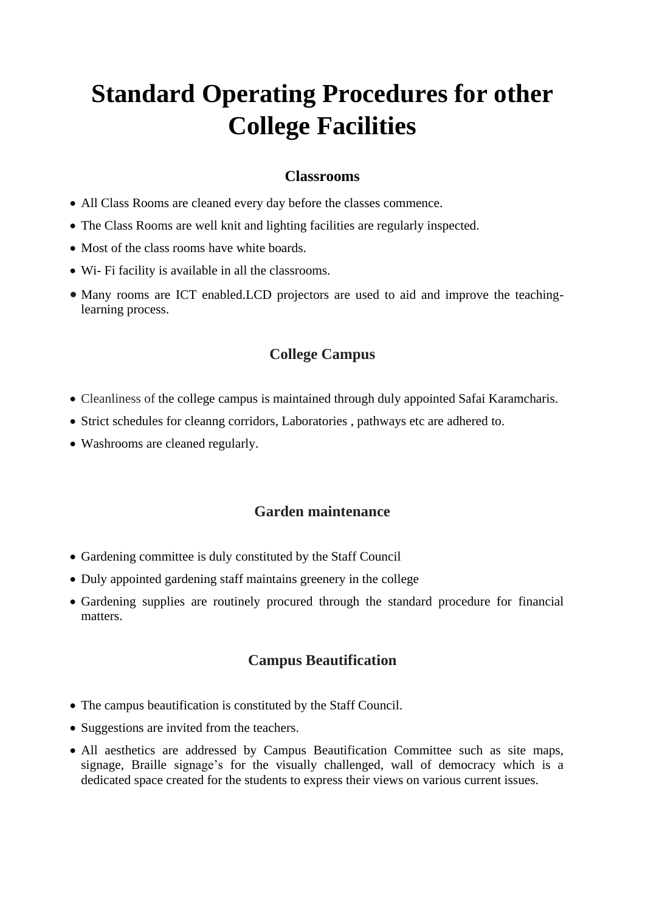# Standard Operating Procedures for other College Facilities

## Classrooms

- All Class Rooms are cleaned every day before the classes commence.
- The Class Rooms are well knit and lighting facilities are regularly inspected.
- Most of the class rooms have white boards.
- Wi- Fi facility is available in all the classrooms.
- Many rooms are ICT enabled.LCD projectors are used to aid and improve the teaching-learning process.

## College Campus

- Cleanliness of the college campus is maintained through duly appointed Safai Karamcharis.
- Strict schedules for cleanng corridors, Laboratories , pathways etc are adhered to.
- Washrooms are cleaned regularly.

## Garden maintenance

- Gardening committee is duly constituted by the Staff Council
- Duly appointed gardening staff maintains greenery in the college
- Gardening supplies are routinely procured through the standard procedure for financial matters.

## Campus Beautification

- The campus beautification is constituted by the Staff Council.
- Suggestions are invited from the teachers.
- All aesthetics are addressed by Campus Beautification Committee such as site maps, signage, Braille signage's for the visually challenged, wall of democracy which is a dedicated space created for the students to express their views on various current issues.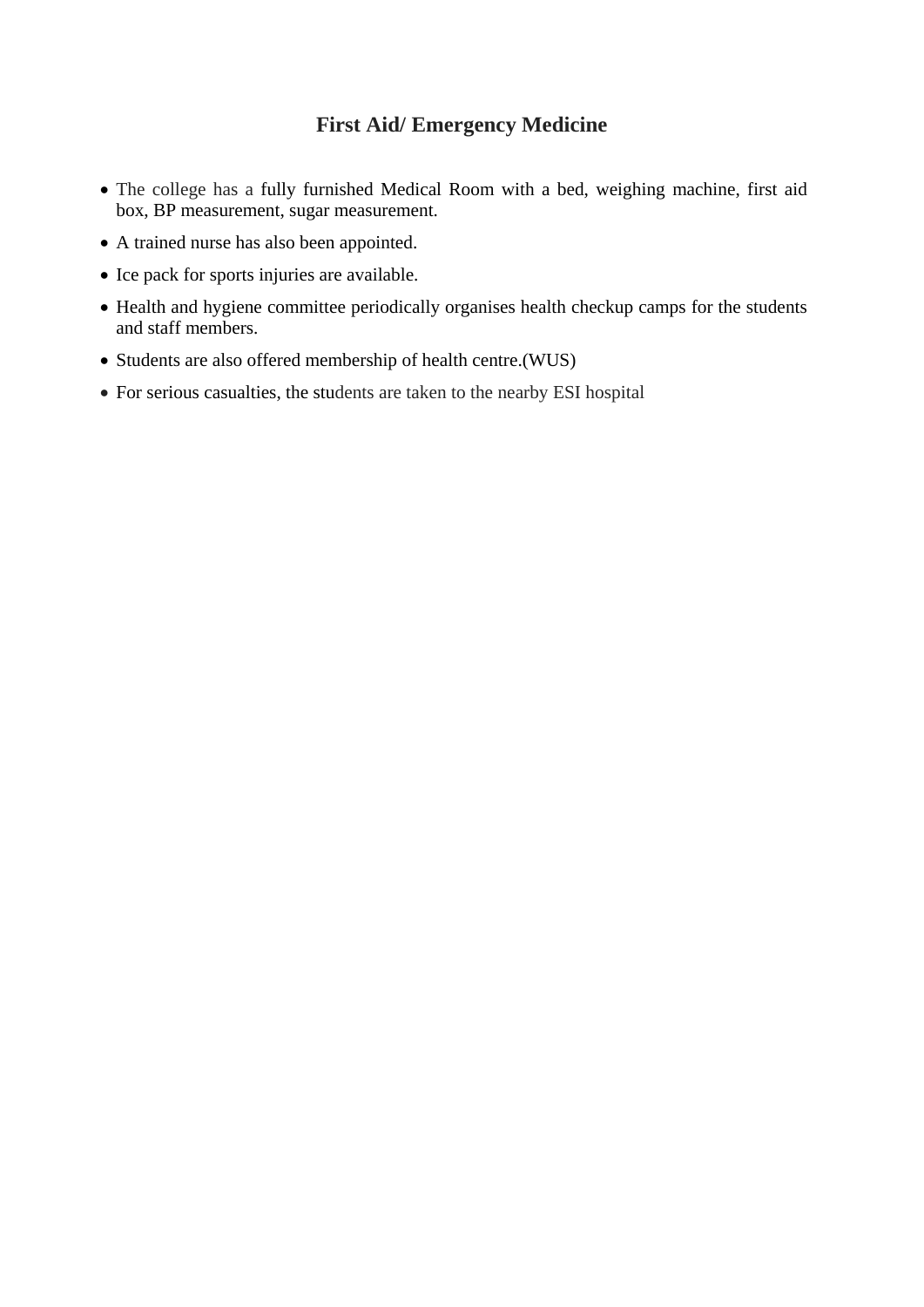## First Aid/ Emergency Medicine

- The college has a fully furnished Medical Room with a bed, weighing machine, first aid box, BP measurement, sugar measurement.
- A trained nurse has also been appointed.
- Ice pack for sports injuries are available.
- Health and hygiene committee periodically organises health checkup camps for the students and staff members.
- Students are also offered membership of health centre.(WUS)
- For serious casualties, the students are taken to the nearby ESI hospital